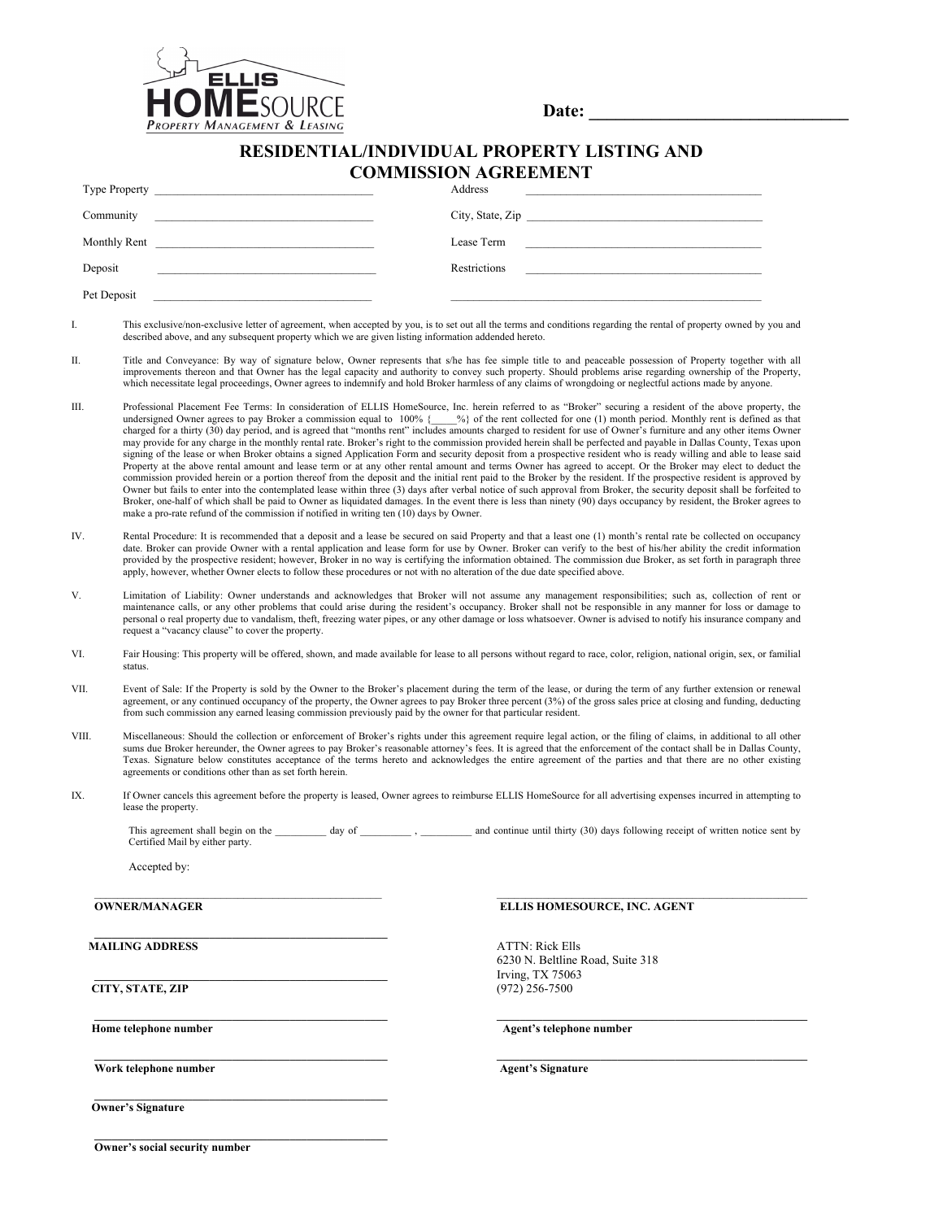ELLIS HOMESOURCE
PROPERTY MANAGEMENT & LEASING

**Date: ______________________________**

# RESIDENTIAL/INDIVIDUAL PROPERTY LISTING AND COMMISSION AGREEMENT

| | | | |
|---|---|---|---|
| Type Property | ______________________________ | Address | ______________________________ |
| Community | ______________________________ | City, State, Zip | ______________________________ |
| Monthly Rent | ______________________________ | Lease Term | ______________________________ |
| Deposit | ______________________________ | Restrictions | ______________________________ |
| Pet Deposit | ______________________________ | | ______________________________ |

I. This exclusive/non-exclusive letter of agreement, when accepted by you, is to set out all the terms and conditions regarding the rental of property owned by you and described above, and any subsequent property which we are given listing information addended hereto.

II. Title and Conveyance: By way of signature below, Owner represents that s/he has fee simple title to and peaceable possession of Property together with all improvements thereon and that Owner has the legal capacity and authority to convey such property. Should problems arise regarding ownership of the Property, which necessitate legal proceedings, Owner agrees to indemnify and hold Broker harmless of any claims of wrongdoing or neglectful actions made by anyone.

III. Professional Placement Fee Terms: In consideration of ELLIS HomeSource, Inc. herein referred to as "Broker" securing a resident of the above property, the undersigned Owner agrees to pay Broker a commission equal to 100% {_____%} of the rent collected for one (1) month period. Monthly rent is defined as that charged for a thirty (30) day period, and is agreed that "months rent" includes amounts charged to resident for use of Owner's furniture and any other items Owner may provide for any charge in the monthly rental rate. Broker's right to the commission provided herein shall be perfected and payable in Dallas County, Texas upon signing of the lease or when Broker obtains a signed Application Form and security deposit from a prospective resident who is ready willing and able to lease said Property at the above rental amount and lease term or at any other rental amount and terms Owner has agreed to accept. Or the Broker may elect to deduct the commission provided herein or a portion thereof from the deposit and the initial rent paid to the Broker by the resident. If the prospective resident is approved by Owner but fails to enter into the contemplated lease within three (3) days after verbal notice of such approval from Broker, the security deposit shall be forfeited to Broker, one-half of which shall be paid to Owner as liquidated damages. In the event there is less than ninety (90) days occupancy by resident, the Broker agrees to make a pro-rate refund of the commission if notified in writing ten (10) days by Owner.

IV. Rental Procedure: It is recommended that a deposit and a lease be secured on said Property and that a least one (1) month's rental rate be collected on occupancy date. Broker can provide Owner with a rental application and lease form for use by Owner. Broker can verify to the best of his/her ability the credit information provided by the prospective resident; however, Broker in no way is certifying the information obtained. The commission due Broker, as set forth in paragraph three apply, however, whether Owner elects to follow these procedures or not with no alteration of the due date specified above.

V. Limitation of Liability: Owner understands and acknowledges that Broker will not assume any management responsibilities; such as, collection of rent or maintenance calls, or any other problems that could arise during the resident's occupancy. Broker shall not be responsible in any manner for loss or damage to personal o real property due to vandalism, theft, freezing water pipes, or any other damage or loss whatsoever. Owner is advised to notify his insurance company and request a "vacancy clause" to cover the property.

VI. Fair Housing: This property will be offered, shown, and made available for lease to all persons without regard to race, color, religion, national origin, sex, or familial status.

VII. Event of Sale: If the Property is sold by the Owner to the Broker's placement during the term of the lease, or during the term of any further extension or renewal agreement, or any continued occupancy of the property, the Owner agrees to pay Broker three percent (3%) of the gross sales price at closing and funding, deducting from such commission any earned leasing commission previously paid by the owner for that particular resident.

VIII. Miscellaneous: Should the collection or enforcement of Broker's rights under this agreement require legal action, or the filing of claims, in additional to all other sums due Broker hereunder, the Owner agrees to pay Broker's reasonable attorney's fees. It is agreed that the enforcement of the contact shall be in Dallas County, Texas. Signature below constitutes acceptance of the terms hereto and acknowledges the entire agreement of the parties and that there are no other existing agreements or conditions other than as set forth herein.

IX. If Owner cancels this agreement before the property is leased, Owner agrees to reimburse ELLIS HomeSource for all advertising expenses incurred in attempting to lease the property.

This agreement shall begin on the _________ day of _________ , _________ and continue until thirty (30) days following receipt of written notice sent by Certified Mail by either party.

Accepted by:

______________________________
**OWNER/MANAGER**

______________________________
**MAILING ADDRESS**

______________________________
**CITY, STATE, ZIP**

______________________________
**Home telephone number**

______________________________
**Work telephone number**

______________________________
**Owner's Signature**

______________________________
**Owner's social security number**

______________________________
**ELLIS HOMESOURCE, INC. AGENT**

ATTN: Rick Ells
6230 N. Beltline Road, Suite 318
Irving, TX 75063
(972) 256-7500

______________________________
**Agent's telephone number**

______________________________
**Agent's Signature**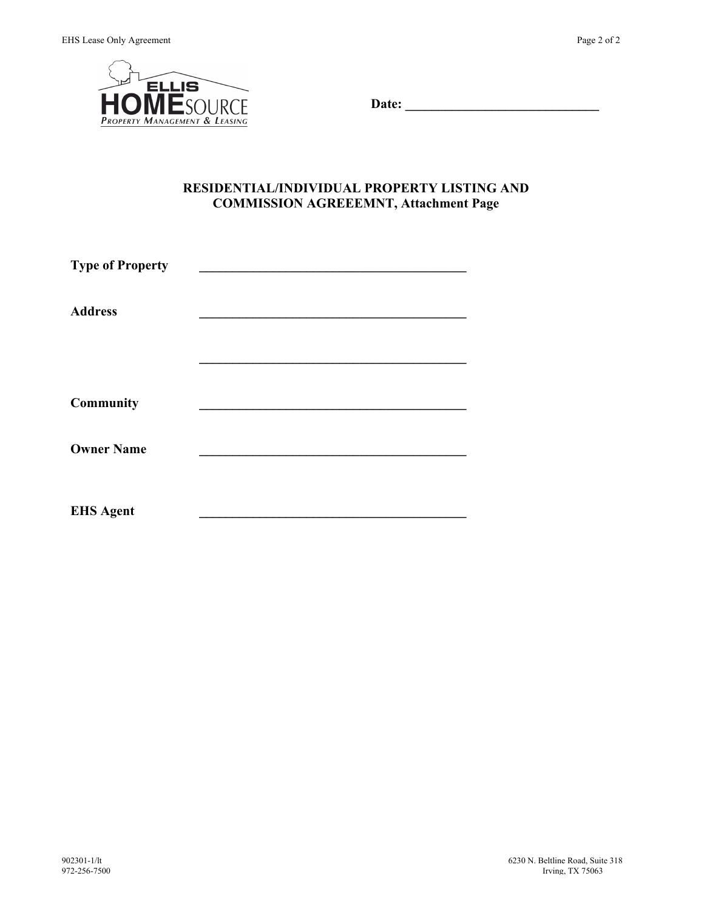Date: ______________________________

## RESIDENTIAL/INDIVIDUAL PROPERTY LISTING AND COMMISSION AGREEEMNT, Attachment Page

**Type of Property** _________________________________________

**Address** _________________________________________

_________________________________________

**Community** _________________________________________

**Owner Name** _________________________________________

**EHS Agent** _________________________________________

902301-1/lt
972-256-7500

6230 N. Beltline Road, Suite 318
Irving, TX 75063